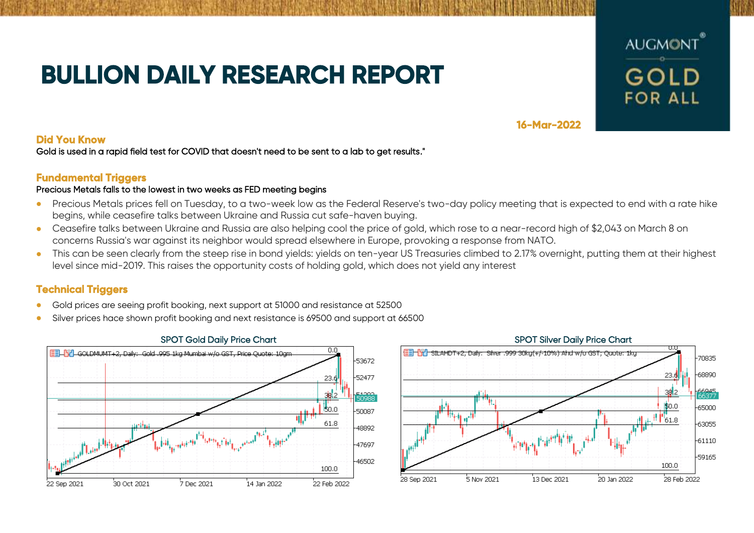# BULLION DAILY RESEARCH REPORT

AUGMONT GOLD FOR ALL

16-Mar-2022

## Did You Know

Gold is used in a rapid field test for COVID that doesn't need to be sent to a lab to get results."

## Fundamental Triggers

Precious Metals falls to the lowest in two weeks as FED meeting begins

- Precious Metals prices fell on Tuesday, to a two-week low as the Federal Reserve's two-day policy meeting that is expected to end with a rate hike begins, while ceasefire talks between Ukraine and Russia cut safe-haven buying.
- Ceasefire talks between Ukraine and Russia are also helping cool the price of gold, which rose to a near-record high of $2,043 on March 8 on concerns Russia's war against its neighbor would spread elsewhere in Europe, provoking a response from NATO.
- This can be seen clearly from the steep rise in bond yields: yields on ten-year US Treasuries climbed to 2.17% overnight, putting them at their highest level since mid-2019. This raises the opportunity costs of holding gold, which does not yield any interest

## Technical Triggers

- Gold prices are seeing profit booking, next support at 51000 and resistance at 52500
- Silver prices hace shown profit booking and next resistance is 69500 and support at 66500

SPOT Gold Daily Price Chart

SPOT Silver Daily Price Chart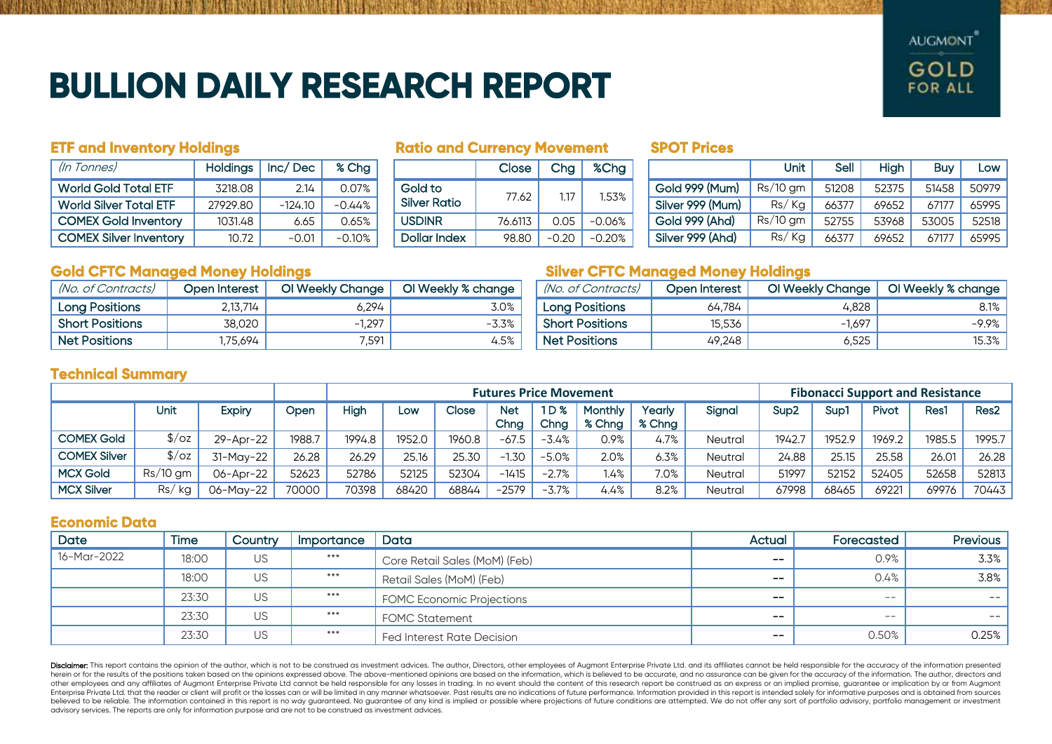# BULLION DAILY RESEARCH REPORT

AUGMONT GOLD FOR ALL

## ETF and Inventory Holdings

| *(In Tonnes)* | Holdings | Inc/ Dec | % Chg |
|---|---|---|---|
| World Gold Total ETF | 3218.08 | 2.14 | 0.07% |
| World Silver Total ETF | 27929.80 | -124.10 | -0.44% |
| COMEX Gold Inventory | 1031.48 | 6.65 | 0.65% |
| COMEX Silver Inventory | 10.72 | -0.01 | -0.10% |

## Ratio and Currency Movement

| | Close | Chg | %Chg |
|---|---|---|---|
| Gold to Silver Ratio | 77.62 | 1.17 | 1.53% |
| USDINR | 76.6113 | 0.05 | -0.06% |
| Dollar Index | 98.80 | -0.20 | -0.20% |

## SPOT Prices

| | Unit | Sell | High | Buy | Low |
|---|---|---|---|---|---|
| Gold 999 (Mum) | Rs/10 gm | 51208 | 52375 | 51458 | 50979 |
| Silver 999 (Mum) | Rs/ Kg | 66377 | 69652 | 67177 | 65995 |
| Gold 999 (Ahd) | Rs/10 gm | 52755 | 53968 | 53005 | 52518 |
| Silver 999 (Ahd) | Rs/ Kg | 66377 | 69652 | 67177 | 65995 |

## Gold CFTC Managed Money Holdings

| *(No. of Contracts)* | Open Interest | OI Weekly Change | OI Weekly % change |
|---|---|---|---|
| Long Positions | 2,13,714 | 6,294 | 3.0% |
| Short Positions | 38,020 | -1,297 | -3.3% |
| Net Positions | 1,75,694 | 7,591 | 4.5% |

## Silver CFTC Managed Money Holdings

| *(No. of Contracts)* | Open Interest | OI Weekly Change | OI Weekly % change |
|---|---|---|---|
| Long Positions | 64,784 | 4,828 | 8.1% |
| Short Positions | 15,536 | -1,697 | -9.9% |
| Net Positions | 49,248 | 6,525 | 15.3% |

## Technical Summary

| | | | | Futures Price Movement | | | | | | | | Fibonacci Support and Resistance | | | | |
|---|---|---|---|---|---|---|---|---|---|---|---|---|---|---|---|---|
| | Unit | Expiry | Open | High | Low | Close | Net Chng | 1 D % Chng | Monthly % Chng | Yearly % Chng | Signal | Sup2 | Sup1 | Pivot | Res1 | Res2 |
| COMEX Gold | $/oz | 29-Apr-22 | 1988.7 | 1994.8 | 1952.0 | 1960.8 | -67.5 | -3.4% | 0.9% | 4.7% | Neutral | 1942.7 | 1952.9 | 1969.2 | 1985.5 | 1995.7 |
| COMEX Silver | $/oz | 31-May-22 | 26.28 | 26.29 | 25.16 | 25.30 | -1.30 | -5.0% | 2.0% | 6.3% | Neutral | 24.88 | 25.15 | 25.58 | 26.01 | 26.28 |
| MCX Gold | Rs/10 gm | 06-Apr-22 | 52623 | 52786 | 52125 | 52304 | -1415 | -2.7% | 1.4% | 7.0% | Neutral | 51997 | 52152 | 52405 | 52658 | 52813 |
| MCX Silver | Rs/ kg | 06-May-22 | 70000 | 70398 | 68420 | 68844 | -2579 | -3.7% | 4.4% | 8.2% | Neutral | 67998 | 68465 | 69221 | 69976 | 70443 |

## Economic Data

| Date | Time | Country | Importance | Data | Actual | Forecasted | Previous |
|---|---|---|---|---|---|---|---|
| 16-Mar-2022 | 18:00 | US | *** | Core Retail Sales (MoM) (Feb) | -- | 0.9% | 3.3% |
| | 18:00 | US | *** | Retail Sales (MoM) (Feb) | -- | 0.4% | 3.8% |
| | 23:30 | US | *** | FOMC Economic Projections | -- | -- | -- |
| | 23:30 | US | *** | FOMC Statement | -- | -- | -- |
| | 23:30 | US | *** | Fed Interest Rate Decision | -- | 0.50% | 0.25% |

**Disclaimer:** This report contains the opinion of the author, which is not to be construed as investment advices. The author, Directors, other employees of Augmont Enterprise Private Ltd. and its affiliates cannot be held responsible for the accuracy of the information presented herein or for the results of the positions taken based on the opinions expressed above. The above-mentioned opinions are based on the information, which is believed to be accurate, and no assurance can be given for the accuracy of the information. The author, directors and other employees and any affiliates of Augmont Enterprise Private Ltd cannot be held responsible for any losses in trading. In no event should the content of this research report be construed as an express or an implied promise, guarantee or implication by or from Augmont Enterprise Private Ltd. that the reader or client will profit or the losses can or will be limited in any manner whatsoever. Past results are no indications of future performance. Information provided in this report is intended solely for informative purposes and is obtained from sources believed to be reliable. The information contained in this report is no way guaranteed. No guarantee of any kind is implied or possible where projections of future conditions are attempted. We do not offer any sort of portfolio advisory, portfolio management or investment advisory services. The reports are only for information purpose and are not to be construed as investment advices.